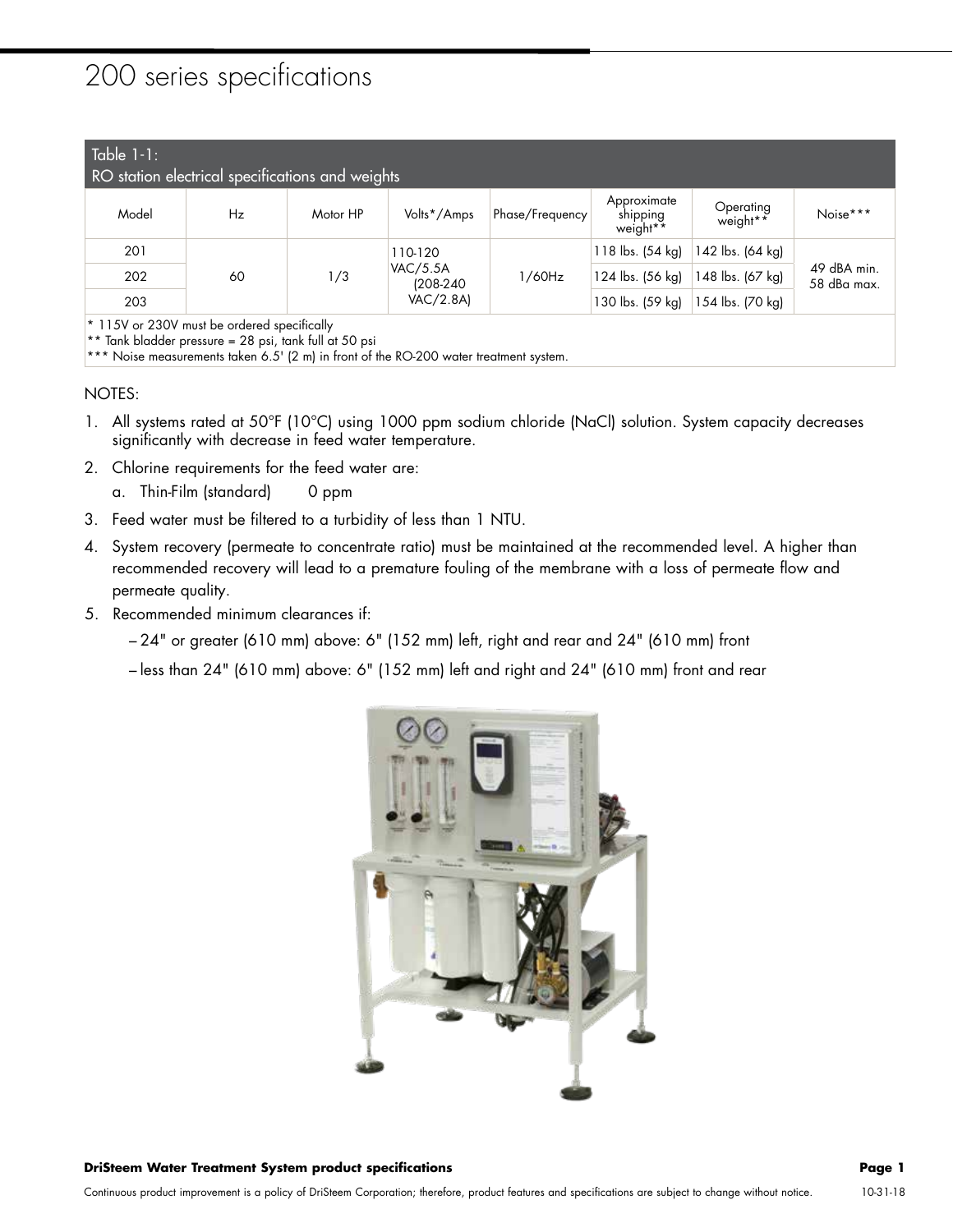# 200 series specifications

Table 1-1:
RO station electrical specifications and weights

| Model | Hz | Motor HP | Volts*/Amps | Phase/Frequency | Approximate shipping weight** | Operating weight** | Noise*** |
|---|---|---|---|---|---|---|---|
| 201 | 60 | 1/3 | 110-120 VAC/5.5A (208-240 VAC/2.8A) | 1/60Hz | 118 lbs. (54 kg) | 142 lbs. (64 kg) | 49 dBA min. 58 dBa max. |
| 202 | | | | | 124 lbs. (56 kg) | 148 lbs. (67 kg) | |
| 203 | | | | | 130 lbs. (59 kg) | 154 lbs. (70 kg) | |

\* 115V or 230V must be ordered specifically
** Tank bladder pressure = 28 psi, tank full at 50 psi
*** Noise measurements taken 6.5' (2 m) in front of the RO-200 water treatment system.

NOTES:

1. All systems rated at 50°F (10°C) using 1000 ppm sodium chloride (NaCl) solution. System capacity decreases significantly with decrease in feed water temperature.
2. Chlorine requirements for the feed water are:
   a. Thin-Film (standard) 0 ppm
3. Feed water must be filtered to a turbidity of less than 1 NTU.
4. System recovery (permeate to concentrate ratio) must be maintained at the recommended level. A higher than recommended recovery will lead to a premature fouling of the membrane with a loss of permeate flow and permeate quality.
5. Recommended minimum clearances if:
   – 24" or greater (610 mm) above: 6" (152 mm) left, right and rear and 24" (610 mm) front
   – less than 24" (610 mm) above: 6" (152 mm) left and right and 24" (610 mm) front and rear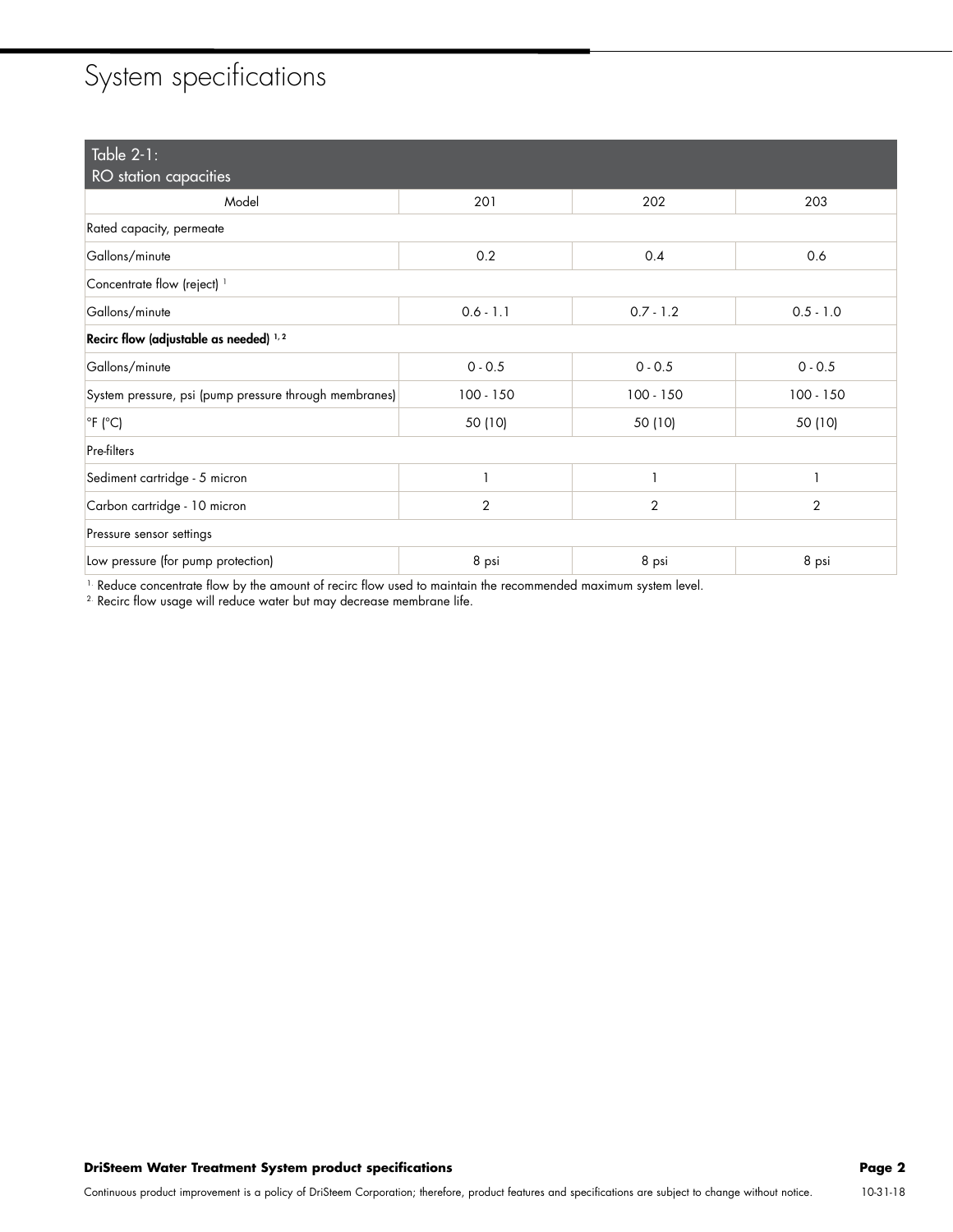# System specifications

| Table 2-1: RO station capacities | | | |
|---|---|---|---|
| Model | 201 | 202 | 203 |
| Rated capacity, permeate | | | |
| Gallons/minute | 0.2 | 0.4 | 0.6 |
| Concentrate flow (reject) [1] | | | |
| Gallons/minute | 0.6 - 1.1 | 0.7 - 1.2 | 0.5 - 1.0 |
| **Recirc flow (adjustable as needed) [1, 2]** | | | |
| Gallons/minute | 0 - 0.5 | 0 - 0.5 | 0 - 0.5 |
| System pressure, psi (pump pressure through membranes) | 100 - 150 | 100 - 150 | 100 - 150 |
| °F (°C) | 50 (10) | 50 (10) | 50 (10) |
| Pre-filters | | | |
| Sediment cartridge - 5 micron | 1 | 1 | 1 |
| Carbon cartridge - 10 micron | 2 | 2 | 2 |
| Pressure sensor settings | | | |
| Low pressure (for pump protection) | 8 psi | 8 psi | 8 psi |

[1] Reduce concentrate flow by the amount of recirc flow used to maintain the recommended maximum system level.
[2] Recirc flow usage will reduce water but may decrease membrane life.

**DriSteem Water Treatment System product specifications**

Continuous product improvement is a policy of DriSteem Corporation; therefore, product features and specifications are subject to change without notice. 10-31-18